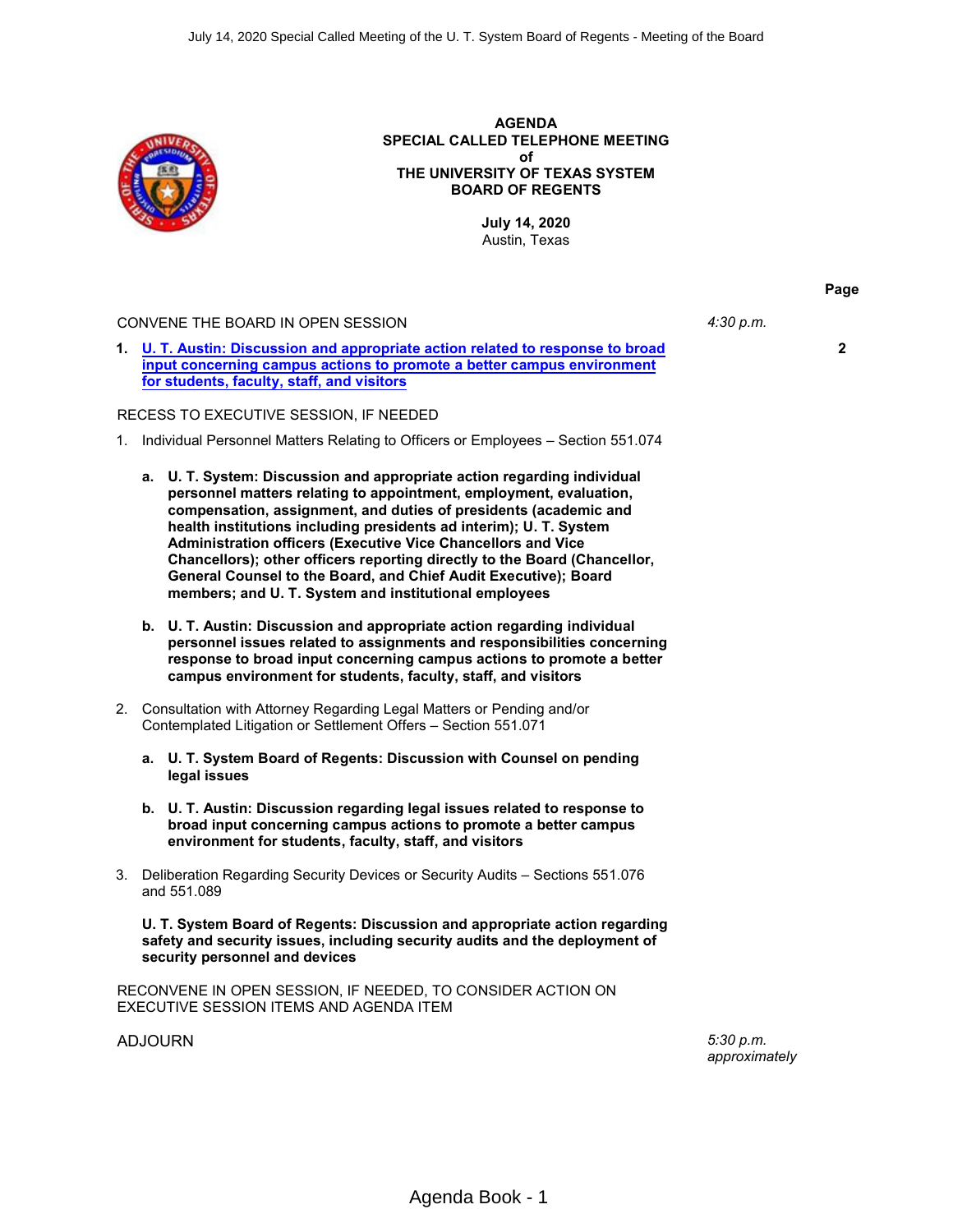**AGENDA**
**SPECIAL CALLED TELEPHONE MEETING**
**of**
**THE UNIVERSITY OF TEXAS SYSTEM**
**BOARD OF REGENTS**

**July 14, 2020**
Austin, Texas

| | | **Page** |
|---|---|---|
| CONVENE THE BOARD IN OPEN SESSION | *4:30 p.m.* | |
| **1. U. T. Austin: Discussion and appropriate action related to response to broad input concerning campus actions to promote a better campus environment for students, faculty, staff, and visitors** | | **2** |

RECESS TO EXECUTIVE SESSION, IF NEEDED

1. Individual Personnel Matters Relating to Officers or Employees – Section 551.074

   a. **U. T. System: Discussion and appropriate action regarding individual personnel matters relating to appointment, employment, evaluation, compensation, assignment, and duties of presidents (academic and health institutions including presidents ad interim); U. T. System Administration officers (Executive Vice Chancellors and Vice Chancellors); other officers reporting directly to the Board (Chancellor, General Counsel to the Board, and Chief Audit Executive); Board members; and U. T. System and institutional employees**

   b. **U. T. Austin: Discussion and appropriate action regarding individual personnel issues related to assignments and responsibilities concerning response to broad input concerning campus actions to promote a better campus environment for students, faculty, staff, and visitors**

2. Consultation with Attorney Regarding Legal Matters or Pending and/or Contemplated Litigation or Settlement Offers – Section 551.071

   a. **U. T. System Board of Regents: Discussion with Counsel on pending legal issues**

   b. **U. T. Austin: Discussion regarding legal issues related to response to broad input concerning campus actions to promote a better campus environment for students, faculty, staff, and visitors**

3. Deliberation Regarding Security Devices or Security Audits – Sections 551.076 and 551.089

   **U. T. System Board of Regents: Discussion and appropriate action regarding safety and security issues, including security audits and the deployment of security personnel and devices**

RECONVENE IN OPEN SESSION, IF NEEDED, TO CONSIDER ACTION ON EXECUTIVE SESSION ITEMS AND AGENDA ITEM

ADJOURN — *5:30 p.m. approximately*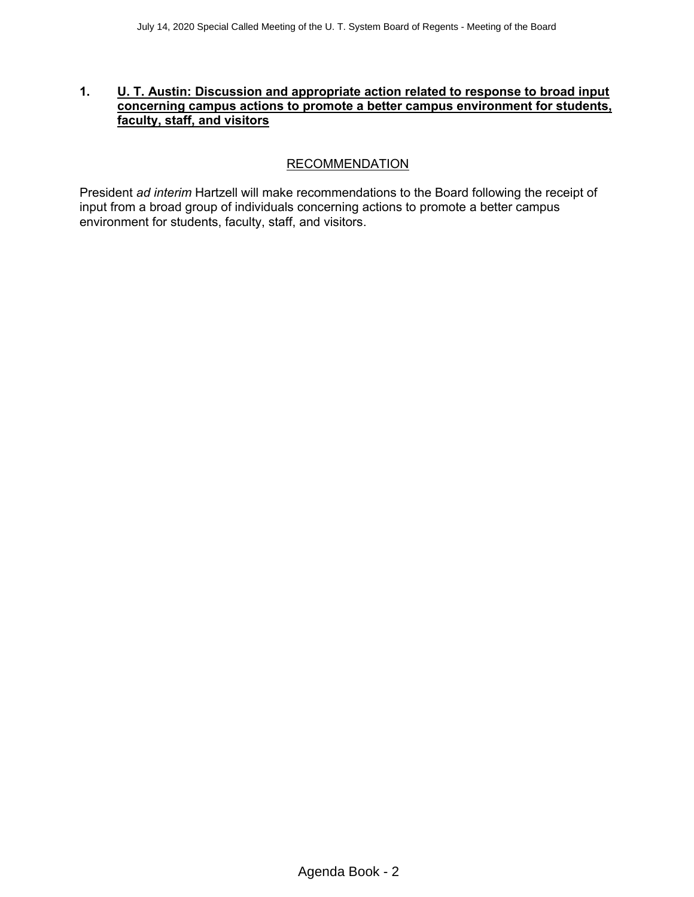### 1. **U. T. Austin: Discussion and appropriate action related to response to broad input concerning campus actions to promote a better campus environment for students, faculty, staff, and visitors**

RECOMMENDATION

President *ad interim* Hartzell will make recommendations to the Board following the receipt of input from a broad group of individuals concerning actions to promote a better campus environment for students, faculty, staff, and visitors.